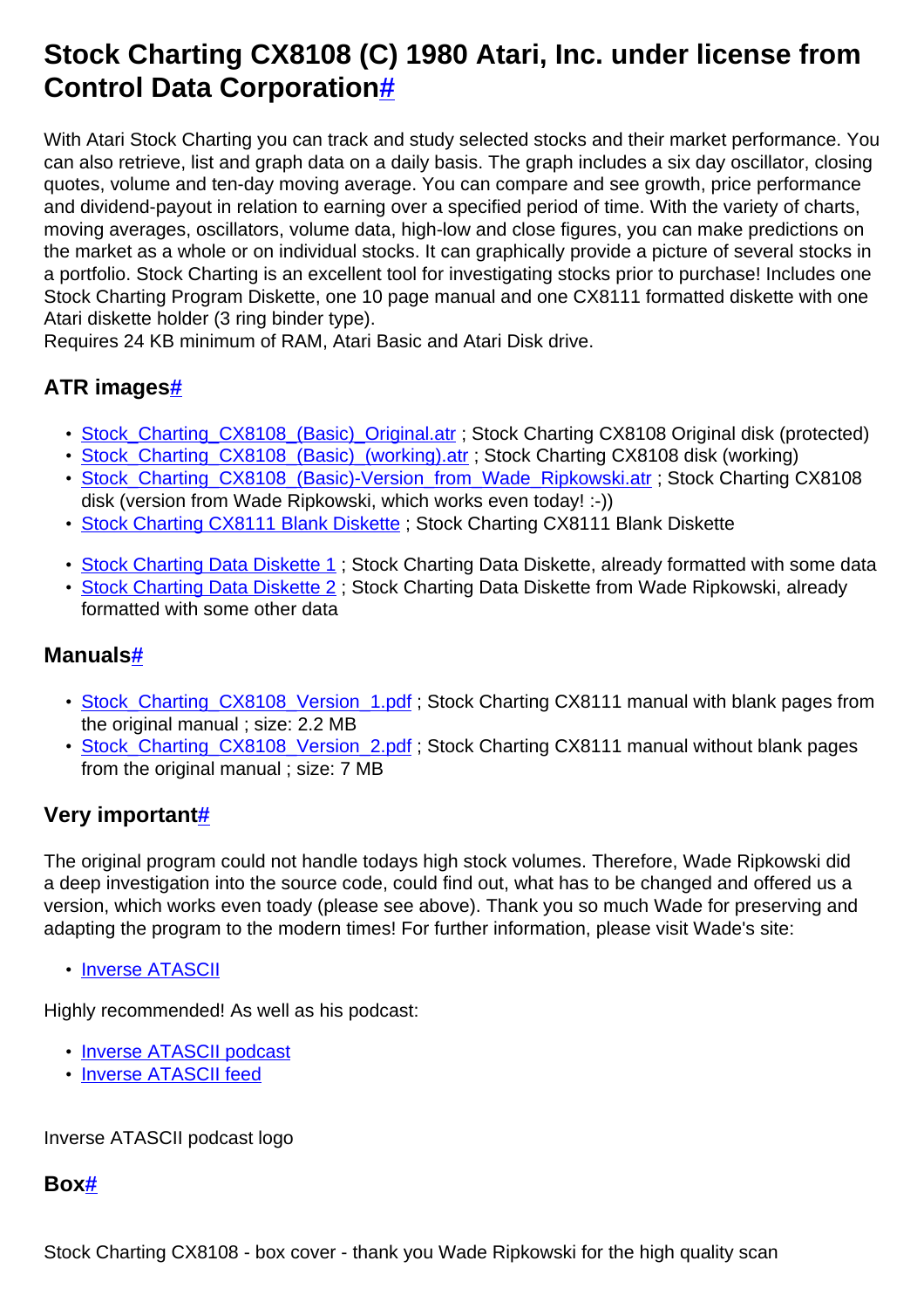# Stock Charting CX8108 (C) 1980 Atari, Inc. under license from Control Data Corporation#

With Atari Stock Charting you can track and study selected stocks and their market performance. You can also retrieve, list and graph data on a daily basis. The graph includes a six day oscillator, closing quotes, volume and ten-day moving average. You can compare and see growth, price performance and dividend-payout in relation to earning over a specified period of time. With the variety of charts, moving averages, oscillators, volume data, high-low and close figures, you can make predictions on the market as a whole or on individual stocks. It can graphically provide a picture of several stocks in a portfolio. Stock Charting is an excellent tool for investigating stocks prior to purchase! Includes one Stock Charting Program Diskette, one 10 page manual and one CX8111 formatted diskette with one Atari diskette holder (3 ring binder type).
Requires 24 KB minimum of RAM, Atari Basic and Atari Disk drive.

## ATR images#

- Stock_Charting_CX8108_(Basic)_Original.atr ; Stock Charting CX8108 Original disk (protected)
- Stock_Charting_CX8108_(Basic)_(working).atr ; Stock Charting CX8108 disk (working)
- Stock_Charting_CX8108_(Basic)-Version_from_Wade_Ripkowski.atr ; Stock Charting CX8108 disk (version from Wade Ripkowski, which works even today! :-))
- Stock Charting CX8111 Blank Diskette ; Stock Charting CX8111 Blank Diskette

- Stock Charting Data Diskette 1 ; Stock Charting Data Diskette, already formatted with some data
- Stock Charting Data Diskette 2 ; Stock Charting Data Diskette from Wade Ripkowski, already formatted with some other data

## Manuals#

- Stock_Charting_CX8108_Version_1.pdf ; Stock Charting CX8111 manual with blank pages from the original manual ; size: 2.2 MB
- Stock_Charting_CX8108_Version_2.pdf ; Stock Charting CX8111 manual without blank pages from the original manual ; size: 7 MB

## Very important#

The original program could not handle todays high stock volumes. Therefore, Wade Ripkowski did a deep investigation into the source code, could find out, what has to be changed and offered us a version, which works even toady (please see above). Thank you so much Wade for preserving and adapting the program to the modern times! For further information, please visit Wade's site:

- Inverse ATASCII

Highly recommended! As well as his podcast:

- Inverse ATASCII podcast
- Inverse ATASCII feed

Inverse ATASCII podcast logo

## Box#

Stock Charting CX8108 - box cover - thank you Wade Ripkowski for the high quality scan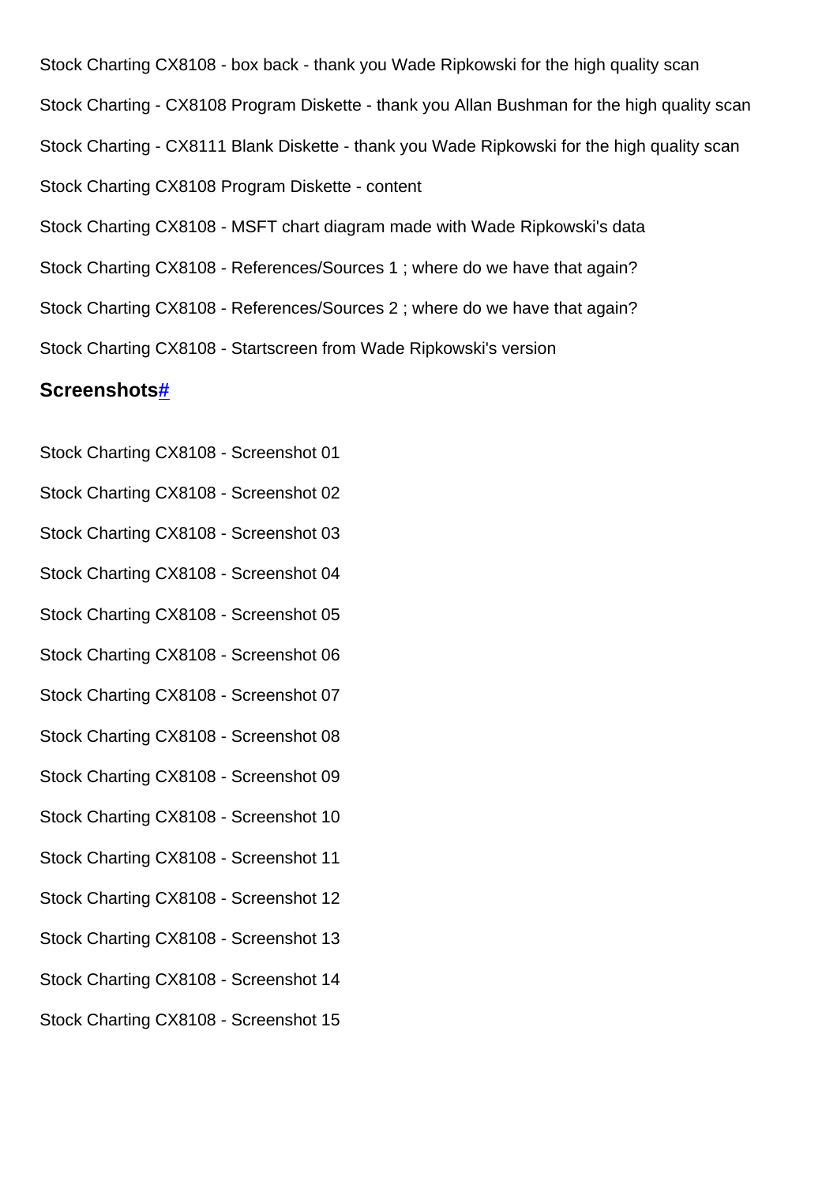Stock Charting CX8108 - box back - thank you Wade Ripkowski for the high quality scan

Stock Charting - CX8108 Program Diskette - thank you Allan Bushman for the high quality scan

Stock Charting - CX8111 Blank Diskette - thank you Wade Ripkowski for the high quality scan

Stock Charting CX8108 Program Diskette - content

Stock Charting CX8108 - MSFT chart diagram made with Wade Ripkowski's data

Stock Charting CX8108 - References/Sources 1 ; where do we have that again?

Stock Charting CX8108 - References/Sources 2 ; where do we have that again?

Stock Charting CX8108 - Startscreen from Wade Ripkowski's version

### Screenshots#

Stock Charting CX8108 - Screenshot 01

Stock Charting CX8108 - Screenshot 02

Stock Charting CX8108 - Screenshot 03

Stock Charting CX8108 - Screenshot 04

Stock Charting CX8108 - Screenshot 05

Stock Charting CX8108 - Screenshot 06

Stock Charting CX8108 - Screenshot 07

Stock Charting CX8108 - Screenshot 08

Stock Charting CX8108 - Screenshot 09

Stock Charting CX8108 - Screenshot 10

Stock Charting CX8108 - Screenshot 11

Stock Charting CX8108 - Screenshot 12

Stock Charting CX8108 - Screenshot 13

Stock Charting CX8108 - Screenshot 14

Stock Charting CX8108 - Screenshot 15